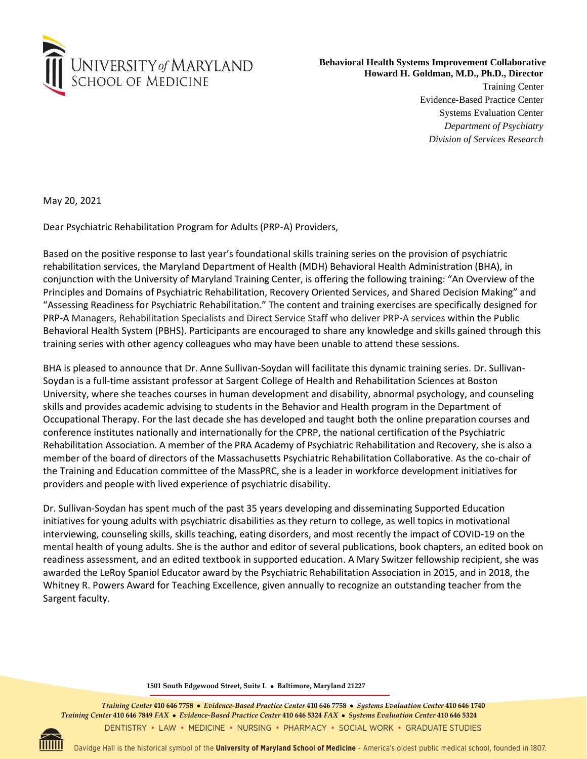UNIVERSITY *of* MARYLAND
SCHOOL OF MEDICINE

**Behavioral Health Systems Improvement Collaborative**
**Howard H. Goldman, M.D., Ph.D., Director**
Training Center
Evidence-Based Practice Center
Systems Evaluation Center
*Department of Psychiatry*
*Division of Services Research*

May 20, 2021

Dear Psychiatric Rehabilitation Program for Adults (PRP-A) Providers,

Based on the positive response to last year's foundational skills training series on the provision of psychiatric rehabilitation services, the Maryland Department of Health (MDH) Behavioral Health Administration (BHA), in conjunction with the University of Maryland Training Center, is offering the following training: "An Overview of the Principles and Domains of Psychiatric Rehabilitation, Recovery Oriented Services, and Shared Decision Making" and "Assessing Readiness for Psychiatric Rehabilitation." The content and training exercises are specifically designed for PRP-A Managers, Rehabilitation Specialists and Direct Service Staff who deliver PRP-A services within the Public Behavioral Health System (PBHS). Participants are encouraged to share any knowledge and skills gained through this training series with other agency colleagues who may have been unable to attend these sessions.

BHA is pleased to announce that Dr. Anne Sullivan-Soydan will facilitate this dynamic training series. Dr. Sullivan-Soydan is a full-time assistant professor at Sargent College of Health and Rehabilitation Sciences at Boston University, where she teaches courses in human development and disability, abnormal psychology, and counseling skills and provides academic advising to students in the Behavior and Health program in the Department of Occupational Therapy. For the last decade she has developed and taught both the online preparation courses and conference institutes nationally and internationally for the CPRP, the national certification of the Psychiatric Rehabilitation Association. A member of the PRA Academy of Psychiatric Rehabilitation and Recovery, she is also a member of the board of directors of the Massachusetts Psychiatric Rehabilitation Collaborative. As the co-chair of the Training and Education committee of the MassPRC, she is a leader in workforce development initiatives for providers and people with lived experience of psychiatric disability.

Dr. Sullivan-Soydan has spent much of the past 35 years developing and disseminating Supported Education initiatives for young adults with psychiatric disabilities as they return to college, as well topics in motivational interviewing, counseling skills, skills teaching, eating disorders, and most recently the impact of COVID-19 on the mental health of young adults. She is the author and editor of several publications, book chapters, an edited book on readiness assessment, and an edited textbook in supported education. A Mary Switzer fellowship recipient, she was awarded the LeRoy Spaniol Educator award by the Psychiatric Rehabilitation Association in 2015, and in 2018, the Whitney R. Powers Award for Teaching Excellence, given annually to recognize an outstanding teacher from the Sargent faculty.

**1501 South Edgewood Street, Suite L • Baltimore, Maryland 21227**

*Training Center* **410 646 7758** • *Evidence-Based Practice Center* **410 646 7758** • *Systems Evaluation Center* **410 646 1740**
*Training Center* **410 646 7849** *FAX* • *Evidence-Based Practice Center* **410 646 5324** *FAX* • *Systems Evaluation Center* **410 646 5324**

DENTISTRY • LAW • MEDICINE • NURSING • PHARMACY • SOCIAL WORK • GRADUATE STUDIES

Davidge Hall is the historical symbol of the **University of Maryland School of Medicine** - America's oldest public medical school, founded in 1807.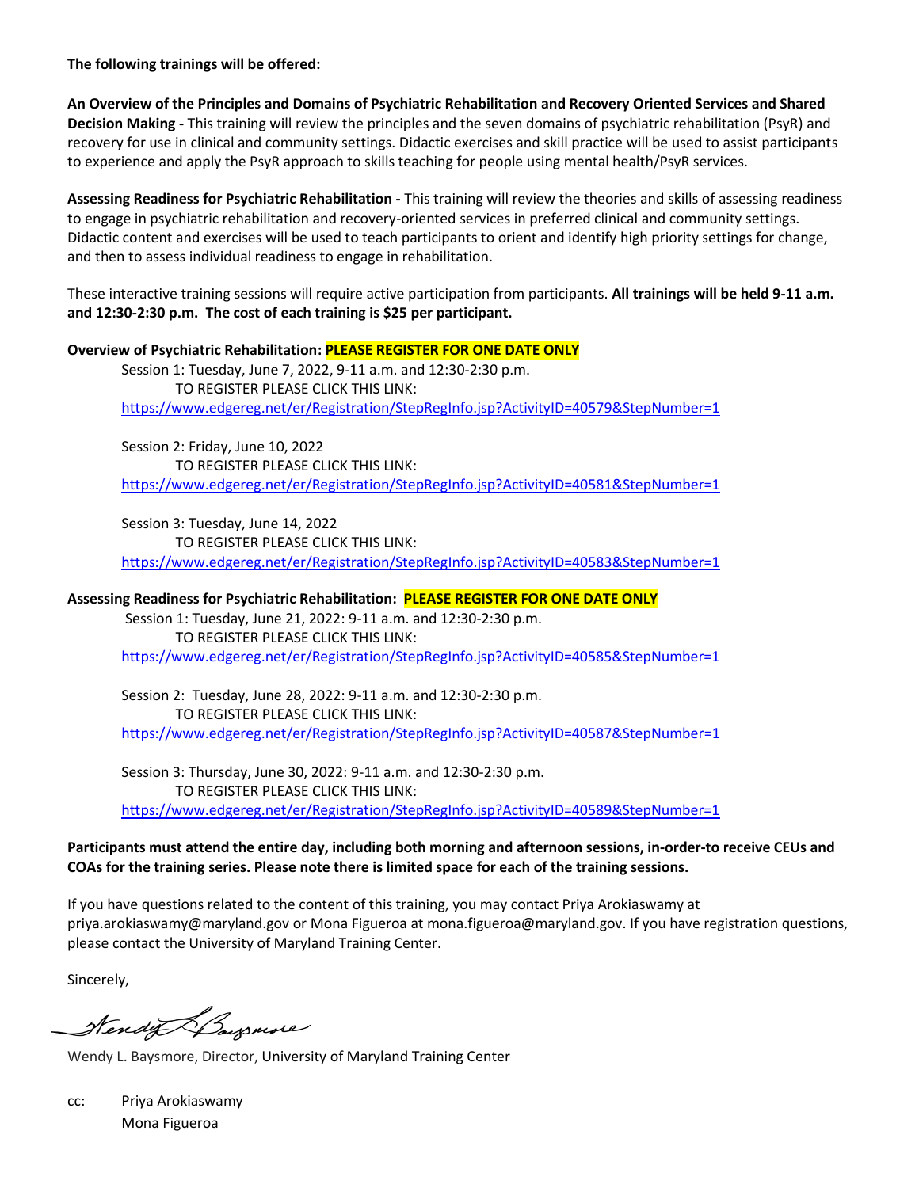**The following trainings will be offered:**

**An Overview of the Principles and Domains of Psychiatric Rehabilitation and Recovery Oriented Services and Shared Decision Making -** This training will review the principles and the seven domains of psychiatric rehabilitation (PsyR) and recovery for use in clinical and community settings. Didactic exercises and skill practice will be used to assist participants to experience and apply the PsyR approach to skills teaching for people using mental health/PsyR services.

**Assessing Readiness for Psychiatric Rehabilitation -** This training will review the theories and skills of assessing readiness to engage in psychiatric rehabilitation and recovery-oriented services in preferred clinical and community settings. Didactic content and exercises will be used to teach participants to orient and identify high priority settings for change, and then to assess individual readiness to engage in rehabilitation.

These interactive training sessions will require active participation from participants. **All trainings will be held 9-11 a.m. and 12:30-2:30 p.m. The cost of each training is $25 per participant.**

**Overview of Psychiatric Rehabilitation: PLEASE REGISTER FOR ONE DATE ONLY**

Session 1: Tuesday, June 7, 2022, 9-11 a.m. and 12:30-2:30 p.m.
TO REGISTER PLEASE CLICK THIS LINK:
https://www.edgereg.net/er/Registration/StepRegInfo.jsp?ActivityID=40579&StepNumber=1

Session 2: Friday, June 10, 2022
TO REGISTER PLEASE CLICK THIS LINK:
https://www.edgereg.net/er/Registration/StepRegInfo.jsp?ActivityID=40581&StepNumber=1

Session 3: Tuesday, June 14, 2022
TO REGISTER PLEASE CLICK THIS LINK:
https://www.edgereg.net/er/Registration/StepRegInfo.jsp?ActivityID=40583&StepNumber=1

**Assessing Readiness for Psychiatric Rehabilitation: PLEASE REGISTER FOR ONE DATE ONLY**

Session 1: Tuesday, June 21, 2022: 9-11 a.m. and 12:30-2:30 p.m.
TO REGISTER PLEASE CLICK THIS LINK:
https://www.edgereg.net/er/Registration/StepRegInfo.jsp?ActivityID=40585&StepNumber=1

Session 2: Tuesday, June 28, 2022: 9-11 a.m. and 12:30-2:30 p.m.
TO REGISTER PLEASE CLICK THIS LINK:
https://www.edgereg.net/er/Registration/StepRegInfo.jsp?ActivityID=40587&StepNumber=1

Session 3: Thursday, June 30, 2022: 9-11 a.m. and 12:30-2:30 p.m.
TO REGISTER PLEASE CLICK THIS LINK:
https://www.edgereg.net/er/Registration/StepRegInfo.jsp?ActivityID=40589&StepNumber=1

**Participants must attend the entire day, including both morning and afternoon sessions, in-order-to receive CEUs and COAs for the training series. Please note there is limited space for each of the training sessions.**

If you have questions related to the content of this training, you may contact Priya Arokiaswamy at priya.arokiaswamy@maryland.gov or Mona Figueroa at mona.figueroa@maryland.gov. If you have registration questions, please contact the University of Maryland Training Center.

Sincerely,

Wendy L. Baysmore

Wendy L. Baysmore, Director, University of Maryland Training Center

cc: Priya Arokiaswamy
Mona Figueroa